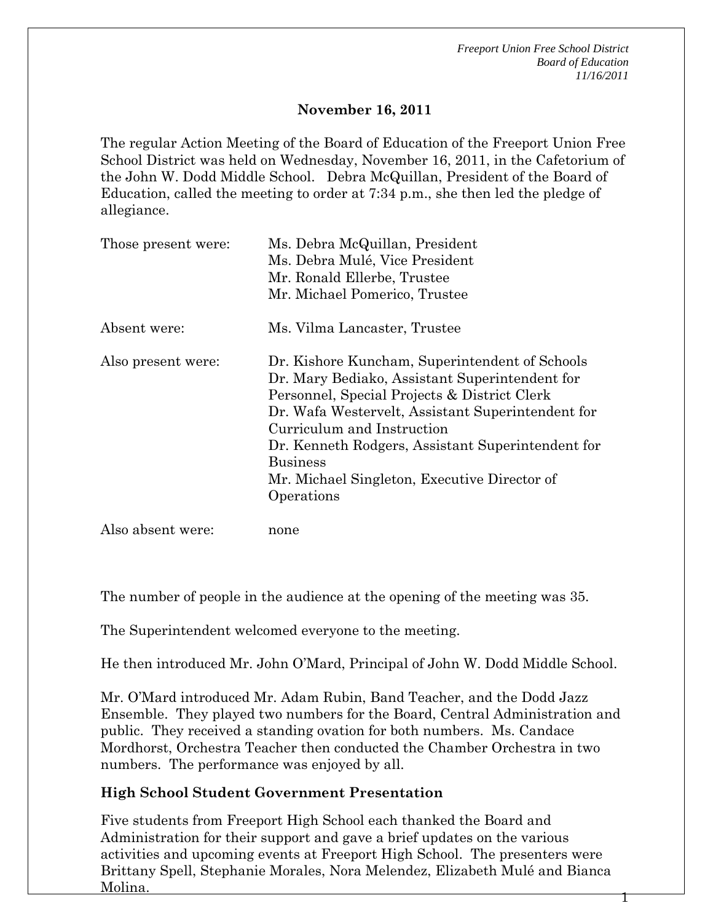**November 16, 2011**

The regular Action Meeting of the Board of Education of the Freeport Union Free School District was held on Wednesday, November 16, 2011, in the Cafetorium of the John W. Dodd Middle School. Debra McQuillan, President of the Board of Education, called the meeting to order at 7:34 p.m., she then led the pledge of allegiance.

| | |
|---|---|
| Those present were: | Ms. Debra McQuillan, President<br>Ms. Debra Mulé, Vice President<br>Mr. Ronald Ellerbe, Trustee<br>Mr. Michael Pomerico, Trustee |
| Absent were: | Ms. Vilma Lancaster, Trustee |
| Also present were: | Dr. Kishore Kuncham, Superintendent of Schools<br>Dr. Mary Bediako, Assistant Superintendent for Personnel, Special Projects & District Clerk<br>Dr. Wafa Westervelt, Assistant Superintendent for Curriculum and Instruction<br>Dr. Kenneth Rodgers, Assistant Superintendent for Business<br>Mr. Michael Singleton, Executive Director of Operations |
| Also absent were: | none |

The number of people in the audience at the opening of the meeting was 35.

The Superintendent welcomed everyone to the meeting.

He then introduced Mr. John O'Mard, Principal of John W. Dodd Middle School.

Mr. O'Mard introduced Mr. Adam Rubin, Band Teacher, and the Dodd Jazz Ensemble. They played two numbers for the Board, Central Administration and public. They received a standing ovation for both numbers. Ms. Candace Mordhorst, Orchestra Teacher then conducted the Chamber Orchestra in two numbers. The performance was enjoyed by all.

**High School Student Government Presentation**

Five students from Freeport High School each thanked the Board and Administration for their support and gave a brief updates on the various activities and upcoming events at Freeport High School. The presenters were Brittany Spell, Stephanie Morales, Nora Melendez, Elizabeth Mulé and Bianca Molina.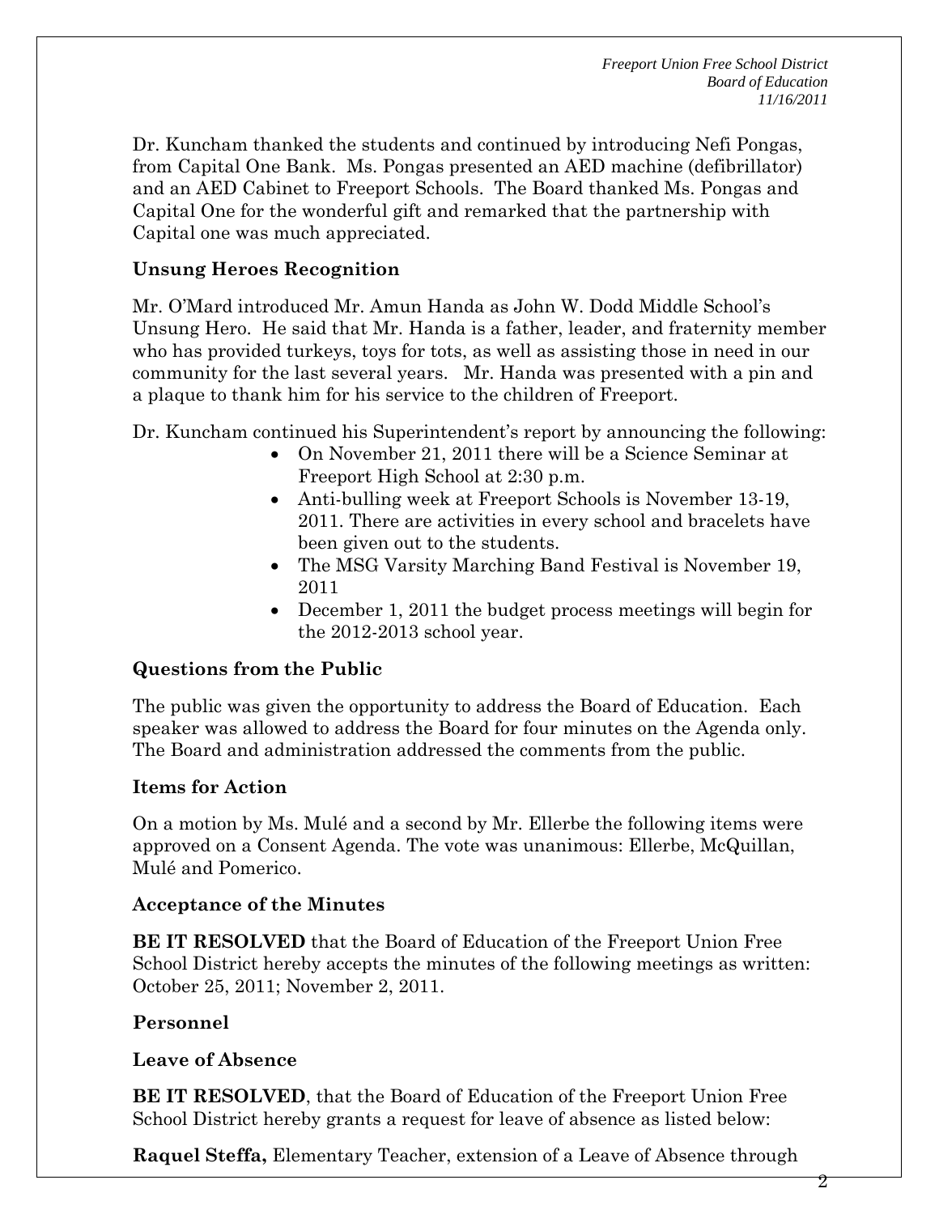Dr. Kuncham thanked the students and continued by introducing Nefi Pongas, from Capital One Bank. Ms. Pongas presented an AED machine (defibrillator) and an AED Cabinet to Freeport Schools. The Board thanked Ms. Pongas and Capital One for the wonderful gift and remarked that the partnership with Capital one was much appreciated.

**Unsung Heroes Recognition**

Mr. O'Mard introduced Mr. Amun Handa as John W. Dodd Middle School's Unsung Hero. He said that Mr. Handa is a father, leader, and fraternity member who has provided turkeys, toys for tots, as well as assisting those in need in our community for the last several years. Mr. Handa was presented with a pin and a plaque to thank him for his service to the children of Freeport.

Dr. Kuncham continued his Superintendent's report by announcing the following:

- On November 21, 2011 there will be a Science Seminar at Freeport High School at 2:30 p.m.
- Anti-bulling week at Freeport Schools is November 13-19, 2011. There are activities in every school and bracelets have been given out to the students.
- The MSG Varsity Marching Band Festival is November 19, 2011
- December 1, 2011 the budget process meetings will begin for the 2012-2013 school year.

**Questions from the Public**

The public was given the opportunity to address the Board of Education. Each speaker was allowed to address the Board for four minutes on the Agenda only. The Board and administration addressed the comments from the public.

**Items for Action**

On a motion by Ms. Mulé and a second by Mr. Ellerbe the following items were approved on a Consent Agenda. The vote was unanimous: Ellerbe, McQuillan, Mulé and Pomerico.

**Acceptance of the Minutes**

**BE IT RESOLVED** that the Board of Education of the Freeport Union Free School District hereby accepts the minutes of the following meetings as written: October 25, 2011; November 2, 2011.

**Personnel**

**Leave of Absence**

**BE IT RESOLVED**, that the Board of Education of the Freeport Union Free School District hereby grants a request for leave of absence as listed below:

**Raquel Steffa,** Elementary Teacher, extension of a Leave of Absence through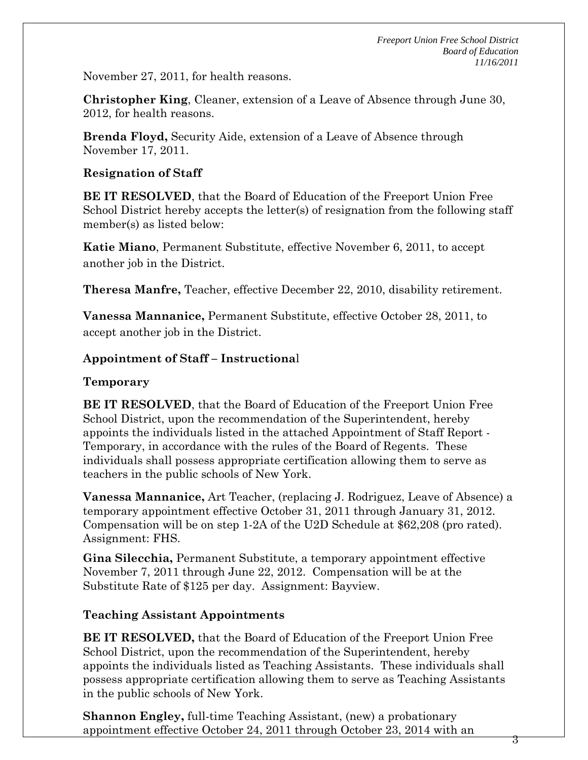November 27, 2011, for health reasons.

**Christopher King**, Cleaner, extension of a Leave of Absence through June 30, 2012, for health reasons.

**Brenda Floyd,** Security Aide, extension of a Leave of Absence through November 17, 2011.

**Resignation of Staff**

**BE IT RESOLVED**, that the Board of Education of the Freeport Union Free School District hereby accepts the letter(s) of resignation from the following staff member(s) as listed below:

**Katie Miano**, Permanent Substitute, effective November 6, 2011, to accept another job in the District.

**Theresa Manfre,** Teacher, effective December 22, 2010, disability retirement.

**Vanessa Mannanice,** Permanent Substitute, effective October 28, 2011, to accept another job in the District.

**Appointment of Staff – Instructional**

**Temporary**

**BE IT RESOLVED**, that the Board of Education of the Freeport Union Free School District, upon the recommendation of the Superintendent, hereby appoints the individuals listed in the attached Appointment of Staff Report - Temporary, in accordance with the rules of the Board of Regents. These individuals shall possess appropriate certification allowing them to serve as teachers in the public schools of New York.

**Vanessa Mannanice,** Art Teacher, (replacing J. Rodriguez, Leave of Absence) a temporary appointment effective October 31, 2011 through January 31, 2012. Compensation will be on step 1-2A of the U2D Schedule at $62,208 (pro rated). Assignment: FHS.

**Gina Silecchia,** Permanent Substitute, a temporary appointment effective November 7, 2011 through June 22, 2012. Compensation will be at the Substitute Rate of $125 per day. Assignment: Bayview.

**Teaching Assistant Appointments**

**BE IT RESOLVED,** that the Board of Education of the Freeport Union Free School District, upon the recommendation of the Superintendent, hereby appoints the individuals listed as Teaching Assistants. These individuals shall possess appropriate certification allowing them to serve as Teaching Assistants in the public schools of New York.

**Shannon Engley,** full-time Teaching Assistant, (new) a probationary appointment effective October 24, 2011 through October 23, 2014 with an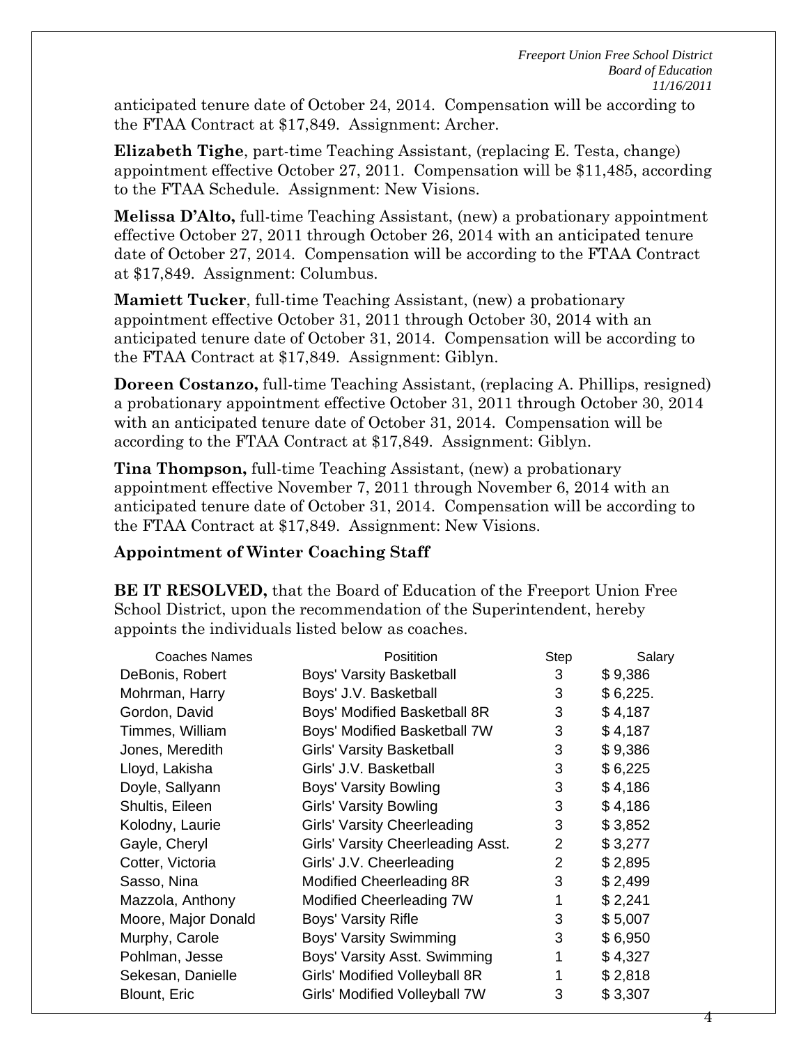anticipated tenure date of October 24, 2014. Compensation will be according to the FTAA Contract at $17,849. Assignment: Archer.

**Elizabeth Tighe**, part-time Teaching Assistant, (replacing E. Testa, change) appointment effective October 27, 2011. Compensation will be $11,485, according to the FTAA Schedule. Assignment: New Visions.

**Melissa D'Alto,** full-time Teaching Assistant, (new) a probationary appointment effective October 27, 2011 through October 26, 2014 with an anticipated tenure date of October 27, 2014. Compensation will be according to the FTAA Contract at $17,849. Assignment: Columbus.

**Mamiett Tucker**, full-time Teaching Assistant, (new) a probationary appointment effective October 31, 2011 through October 30, 2014 with an anticipated tenure date of October 31, 2014. Compensation will be according to the FTAA Contract at $17,849. Assignment: Giblyn.

**Doreen Costanzo,** full-time Teaching Assistant, (replacing A. Phillips, resigned) a probationary appointment effective October 31, 2011 through October 30, 2014 with an anticipated tenure date of October 31, 2014. Compensation will be according to the FTAA Contract at $17,849. Assignment: Giblyn.

**Tina Thompson,** full-time Teaching Assistant, (new) a probationary appointment effective November 7, 2011 through November 6, 2014 with an anticipated tenure date of October 31, 2014. Compensation will be according to the FTAA Contract at $17,849. Assignment: New Visions.

**Appointment of Winter Coaching Staff**

**BE IT RESOLVED,** that the Board of Education of the Freeport Union Free School District, upon the recommendation of the Superintendent, hereby appoints the individuals listed below as coaches.

| Coaches Names | Positition | Step | Salary |
|---|---|---|---|
| DeBonis, Robert | Boys' Varsity Basketball | 3 | $ 9,386 |
| Mohrman, Harry | Boys' J.V. Basketball | 3 | $ 6,225. |
| Gordon, David | Boys' Modified Basketball 8R | 3 | $ 4,187 |
| Timmes, William | Boys' Modified Basketball 7W | 3 | $ 4,187 |
| Jones, Meredith | Girls' Varsity Basketball | 3 | $ 9,386 |
| Lloyd, Lakisha | Girls' J.V. Basketball | 3 | $ 6,225 |
| Doyle, Sallyann | Boys' Varsity Bowling | 3 | $ 4,186 |
| Shultis, Eileen | Girls' Varsity Bowling | 3 | $ 4,186 |
| Kolodny, Laurie | Girls' Varsity Cheerleading | 3 | $ 3,852 |
| Gayle, Cheryl | Girls' Varsity Cheerleading Asst. | 2 | $ 3,277 |
| Cotter, Victoria | Girls' J.V. Cheerleading | 2 | $ 2,895 |
| Sasso, Nina | Modified Cheerleading 8R | 3 | $ 2,499 |
| Mazzola, Anthony | Modified Cheerleading 7W | 1 | $ 2,241 |
| Moore, Major Donald | Boys' Varsity Rifle | 3 | $ 5,007 |
| Murphy, Carole | Boys' Varsity Swimming | 3 | $ 6,950 |
| Pohlman, Jesse | Boys' Varsity Asst. Swimming | 1 | $ 4,327 |
| Sekesan, Danielle | Girls' Modified Volleyball 8R | 1 | $ 2,818 |
| Blount, Eric | Girls' Modified Volleyball 7W | 3 | $ 3,307 |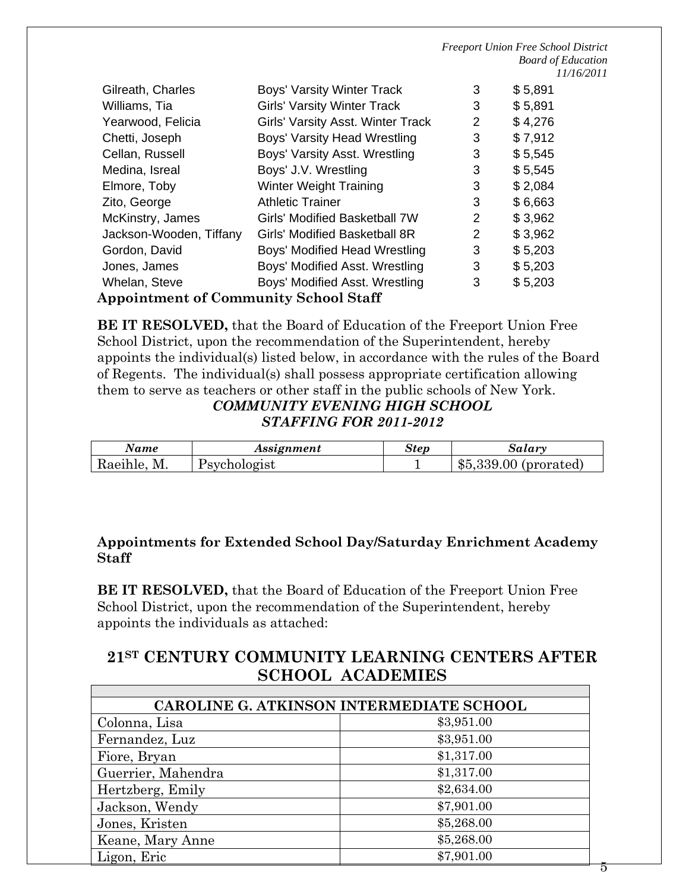| | | | |
|---|---|---|---|
| Gilreath, Charles | Boys' Varsity Winter Track | 3 | $ 5,891 |
| Williams, Tia | Girls' Varsity Winter Track | 3 | $ 5,891 |
| Yearwood, Felicia | Girls' Varsity Asst. Winter Track | 2 | $ 4,276 |
| Chetti, Joseph | Boys' Varsity Head Wrestling | 3 | $ 7,912 |
| Cellan, Russell | Boys' Varsity Asst. Wrestling | 3 | $ 5,545 |
| Medina, Isreal | Boys' J.V. Wrestling | 3 | $ 5,545 |
| Elmore, Toby | Winter Weight Training | 3 | $ 2,084 |
| Zito, George | Athletic Trainer | 3 | $ 6,663 |
| McKinstry, James | Girls' Modified Basketball 7W | 2 | $ 3,962 |
| Jackson-Wooden, Tiffany | Girls' Modified Basketball 8R | 2 | $ 3,962 |
| Gordon, David | Boys' Modified Head Wrestling | 3 | $ 5,203 |
| Jones, James | Boys' Modified Asst. Wrestling | 3 | $ 5,203 |
| Whelan, Steve | Boys' Modified Asst. Wrestling | 3 | $ 5,203 |

**Appointment of Community School Staff**

**BE IT RESOLVED,** that the Board of Education of the Freeport Union Free School District, upon the recommendation of the Superintendent, hereby appoints the individual(s) listed below, in accordance with the rules of the Board of Regents. The individual(s) shall possess appropriate certification allowing them to serve as teachers or other staff in the public schools of New York.

***COMMUNITY EVENING HIGH SCHOOL STAFFING FOR 2011-2012***

| *Name* | *Assignment* | *Step* | *Salary* |
|---|---|---|---|
| Raeihle, M. | Psychologist | 1 | $5,339.00 (prorated) |

**Appointments for Extended School Day/Saturday Enrichment Academy Staff**

**BE IT RESOLVED,** that the Board of Education of the Freeport Union Free School District, upon the recommendation of the Superintendent, hereby appoints the individuals as attached:

## 21ST CENTURY COMMUNITY LEARNING CENTERS AFTER SCHOOL ACADEMIES

| CAROLINE G. ATKINSON INTERMEDIATE SCHOOL | |
|---|---|
| Colonna, Lisa | $3,951.00 |
| Fernandez, Luz | $3,951.00 |
| Fiore, Bryan | $1,317.00 |
| Guerrier, Mahendra | $1,317.00 |
| Hertzberg, Emily | $2,634.00 |
| Jackson, Wendy | $7,901.00 |
| Jones, Kristen | $5,268.00 |
| Keane, Mary Anne | $5,268.00 |
| Ligon, Eric | $7,901.00 |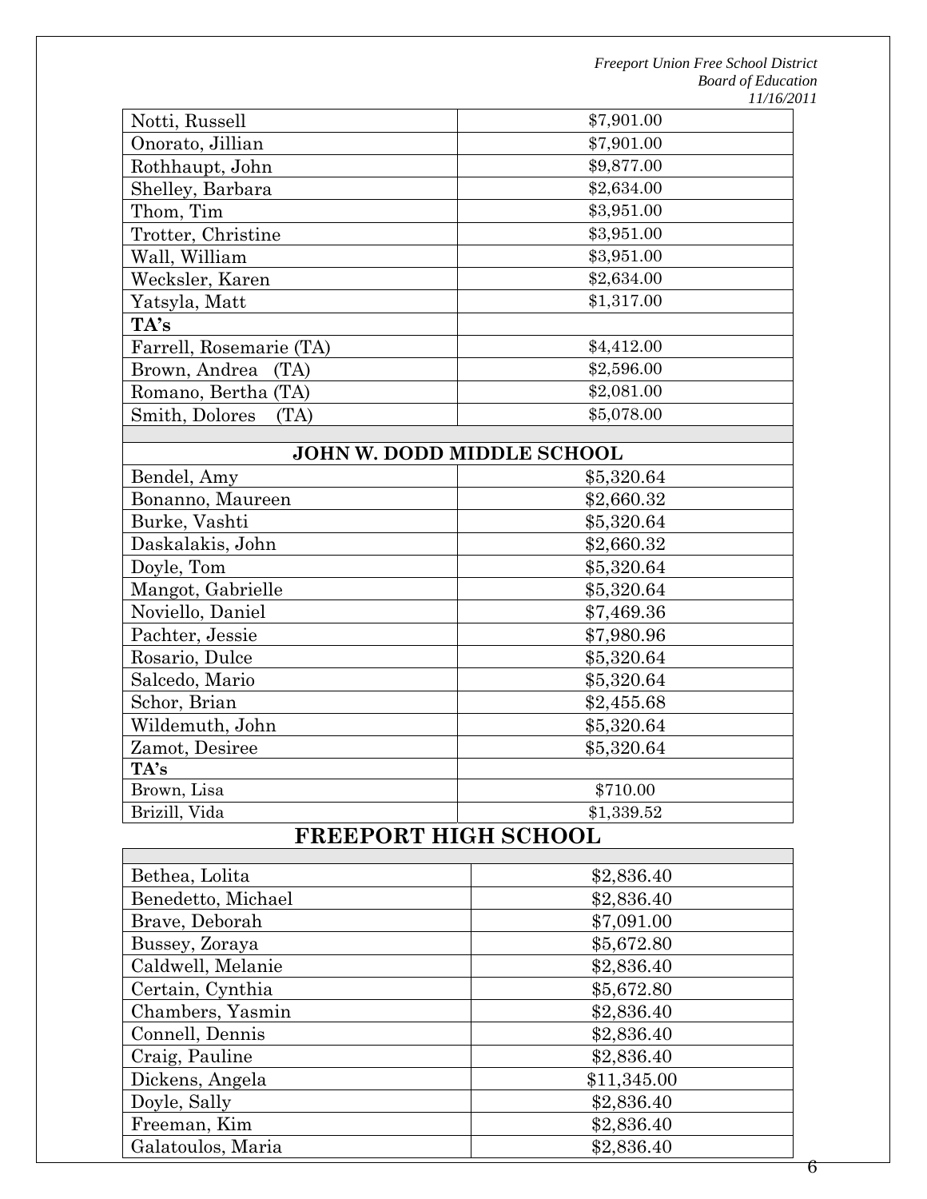| | |
|---|---|
| Notti, Russell | $7,901.00 |
| Onorato, Jillian | $7,901.00 |
| Rothhaupt, John | $9,877.00 |
| Shelley, Barbara | $2,634.00 |
| Thom, Tim | $3,951.00 |
| Trotter, Christine | $3,951.00 |
| Wall, William | $3,951.00 |
| Wecksler, Karen | $2,634.00 |
| Yatsyla, Matt | $1,317.00 |
| **TA's** | |
| Farrell, Rosemarie (TA) | $4,412.00 |
| Brown, Andrea (TA) | $2,596.00 |
| Romano, Bertha (TA) | $2,081.00 |
| Smith, Dolores (TA) | $5,078.00 |
| | |
| **JOHN W. DODD MIDDLE SCHOOL** | |
| Bendel, Amy | $5,320.64 |
| Bonanno, Maureen | $2,660.32 |
| Burke, Vashti | $5,320.64 |
| Daskalakis, John | $2,660.32 |
| Doyle, Tom | $5,320.64 |
| Mangot, Gabrielle | $5,320.64 |
| Noviello, Daniel | $7,469.36 |
| Pachter, Jessie | $7,980.96 |
| Rosario, Dulce | $5,320.64 |
| Salcedo, Mario | $5,320.64 |
| Schor, Brian | $2,455.68 |
| Wildemuth, John | $5,320.64 |
| Zamot, Desiree | $5,320.64 |
| **TA's** | |
| Brown, Lisa | $710.00 |
| Brizill, Vida | $1,339.52 |

## FREEPORT HIGH SCHOOL

| | |
|---|---|
| Bethea, Lolita | $2,836.40 |
| Benedetto, Michael | $2,836.40 |
| Brave, Deborah | $7,091.00 |
| Bussey, Zoraya | $5,672.80 |
| Caldwell, Melanie | $2,836.40 |
| Certain, Cynthia | $5,672.80 |
| Chambers, Yasmin | $2,836.40 |
| Connell, Dennis | $2,836.40 |
| Craig, Pauline | $2,836.40 |
| Dickens, Angela | $11,345.00 |
| Doyle, Sally | $2,836.40 |
| Freeman, Kim | $2,836.40 |
| Galatoulos, Maria | $2,836.40 |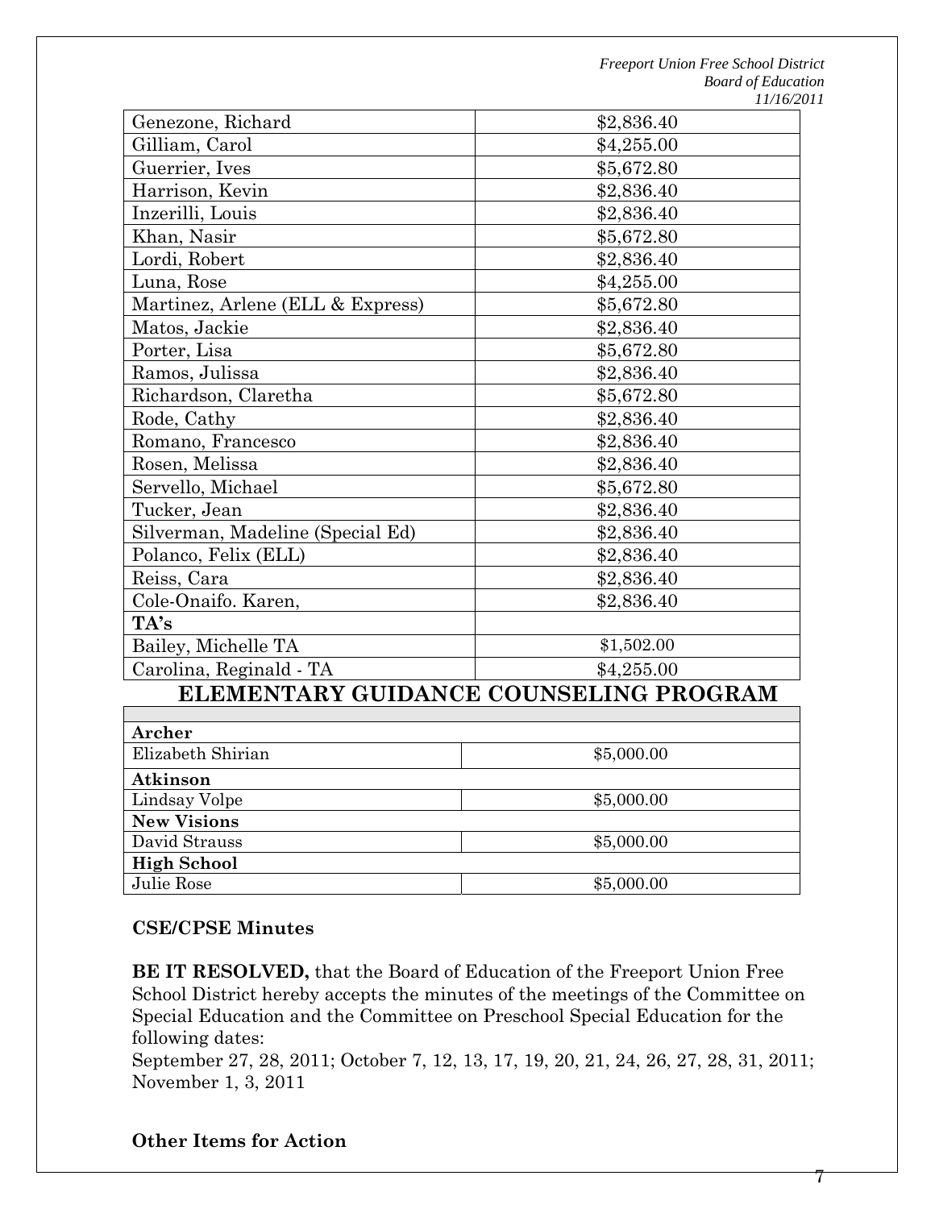| | |
|---|---|
| Genezone, Richard | $2,836.40 |
| Gilliam, Carol | $4,255.00 |
| Guerrier, Ives | $5,672.80 |
| Harrison, Kevin | $2,836.40 |
| Inzerilli, Louis | $2,836.40 |
| Khan, Nasir | $5,672.80 |
| Lordi, Robert | $2,836.40 |
| Luna, Rose | $4,255.00 |
| Martinez, Arlene (ELL & Express) | $5,672.80 |
| Matos, Jackie | $2,836.40 |
| Porter, Lisa | $5,672.80 |
| Ramos, Julissa | $2,836.40 |
| Richardson, Claretha | $5,672.80 |
| Rode, Cathy | $2,836.40 |
| Romano, Francesco | $2,836.40 |
| Rosen, Melissa | $2,836.40 |
| Servello, Michael | $5,672.80 |
| Tucker, Jean | $2,836.40 |
| Silverman, Madeline (Special Ed) | $2,836.40 |
| Polanco, Felix (ELL) | $2,836.40 |
| Reiss, Cara | $2,836.40 |
| Cole-Onaifo. Karen, | $2,836.40 |
| **TA's** | |
| Bailey, Michelle TA | $1,502.00 |
| Carolina, Reginald - TA | $4,255.00 |

## ELEMENTARY GUIDANCE COUNSELING PROGRAM

| | |
|---|---|
| **Archer** | |
| Elizabeth Shirian | $5,000.00 |
| **Atkinson** | |
| Lindsay Volpe | $5,000.00 |
| **New Visions** | |
| David Strauss | $5,000.00 |
| **High School** | |
| Julie Rose | $5,000.00 |

**CSE/CPSE Minutes**

**BE IT RESOLVED,** that the Board of Education of the Freeport Union Free School District hereby accepts the minutes of the meetings of the Committee on Special Education and the Committee on Preschool Special Education for the following dates:
September 27, 28, 2011; October 7, 12, 13, 17, 19, 20, 21, 24, 26, 27, 28, 31, 2011; November 1, 3, 2011

**Other Items for Action**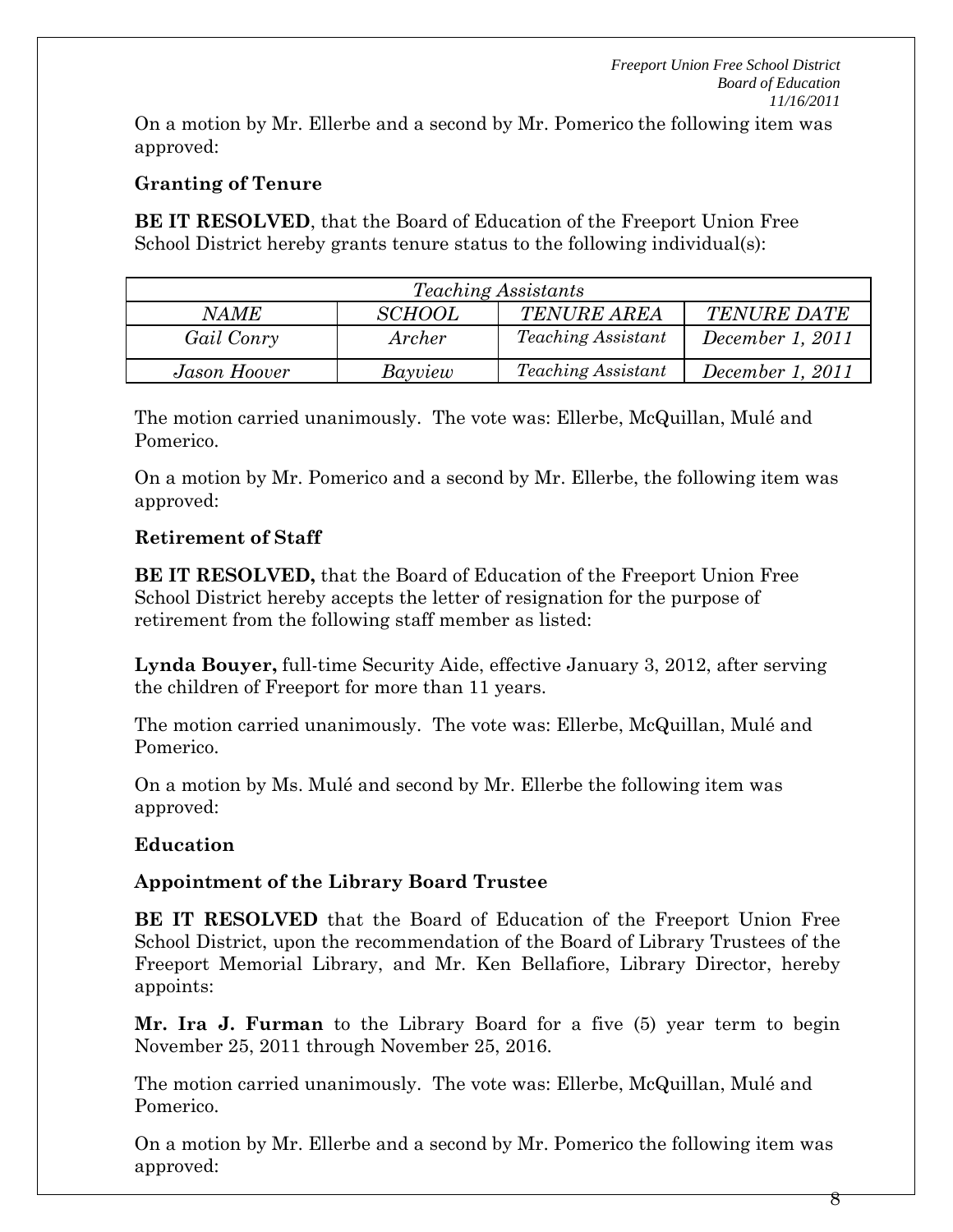On a motion by Mr. Ellerbe and a second by Mr. Pomerico the following item was approved:

**Granting of Tenure**

**BE IT RESOLVED**, that the Board of Education of the Freeport Union Free School District hereby grants tenure status to the following individual(s):

| *Teaching Assistants* | | | |
|---|---|---|---|
| *NAME* | *SCHOOL* | *TENURE AREA* | *TENURE DATE* |
| *Gail Conry* | *Archer* | *Teaching Assistant* | *December 1, 2011* |
| *Jason Hoover* | *Bayview* | *Teaching Assistant* | *December 1, 2011* |

The motion carried unanimously. The vote was: Ellerbe, McQuillan, Mulé and Pomerico.

On a motion by Mr. Pomerico and a second by Mr. Ellerbe, the following item was approved:

**Retirement of Staff**

**BE IT RESOLVED,** that the Board of Education of the Freeport Union Free School District hereby accepts the letter of resignation for the purpose of retirement from the following staff member as listed:

**Lynda Bouyer,** full-time Security Aide, effective January 3, 2012, after serving the children of Freeport for more than 11 years.

The motion carried unanimously. The vote was: Ellerbe, McQuillan, Mulé and Pomerico.

On a motion by Ms. Mulé and second by Mr. Ellerbe the following item was approved:

**Education**

**Appointment of the Library Board Trustee**

**BE IT RESOLVED** that the Board of Education of the Freeport Union Free School District, upon the recommendation of the Board of Library Trustees of the Freeport Memorial Library, and Mr. Ken Bellafiore, Library Director, hereby appoints:

**Mr. Ira J. Furman** to the Library Board for a five (5) year term to begin November 25, 2011 through November 25, 2016.

The motion carried unanimously. The vote was: Ellerbe, McQuillan, Mulé and Pomerico.

On a motion by Mr. Ellerbe and a second by Mr. Pomerico the following item was approved: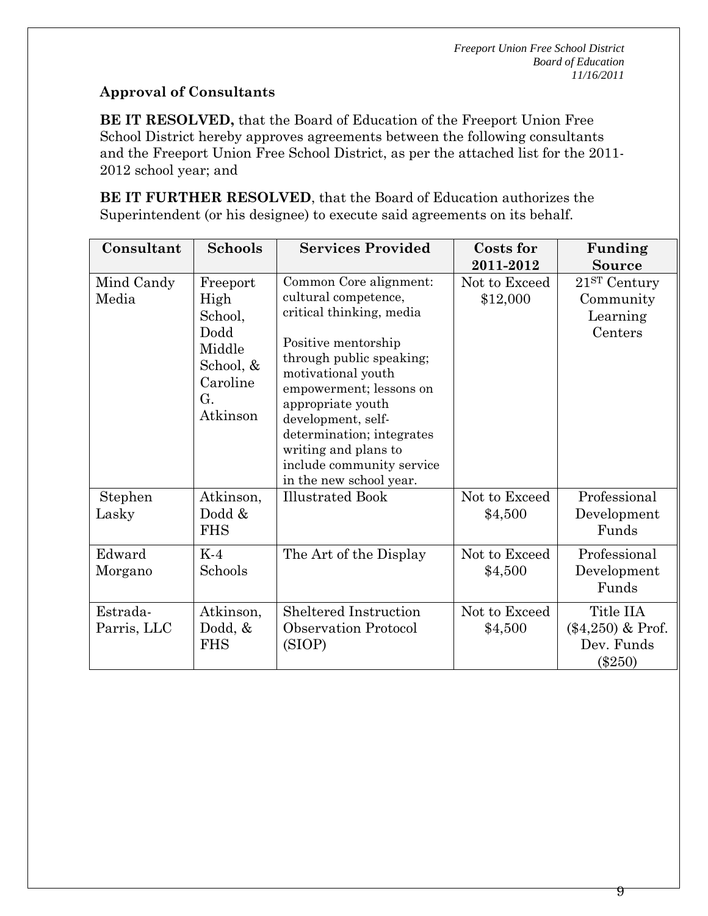**Approval of Consultants**

**BE IT RESOLVED,** that the Board of Education of the Freeport Union Free School District hereby approves agreements between the following consultants and the Freeport Union Free School District, as per the attached list for the 2011-2012 school year; and

**BE IT FURTHER RESOLVED**, that the Board of Education authorizes the Superintendent (or his designee) to execute said agreements on its behalf.

| Consultant | Schools | Services Provided | Costs for 2011-2012 | Funding Source |
|---|---|---|---|---|
| Mind Candy Media | Freeport High School, Dodd Middle School, & Caroline G. Atkinson | Common Core alignment: cultural competence, critical thinking, media<br><br>Positive mentorship through public speaking; motivational youth empowerment; lessons on appropriate youth development, self-determination; integrates writing and plans to include community service in the new school year. | Not to Exceed $12,000 | 21ST Century Community Learning Centers |
| Stephen Lasky | Atkinson, Dodd & FHS | Illustrated Book | Not to Exceed $4,500 | Professional Development Funds |
| Edward Morgano | K-4 Schools | The Art of the Display | Not to Exceed $4,500 | Professional Development Funds |
| Estrada-Parris, LLC | Atkinson, Dodd, & FHS | Sheltered Instruction Observation Protocol (SIOP) | Not to Exceed $4,500 | Title IIA ($4,250) & Prof. Dev. Funds ($250) |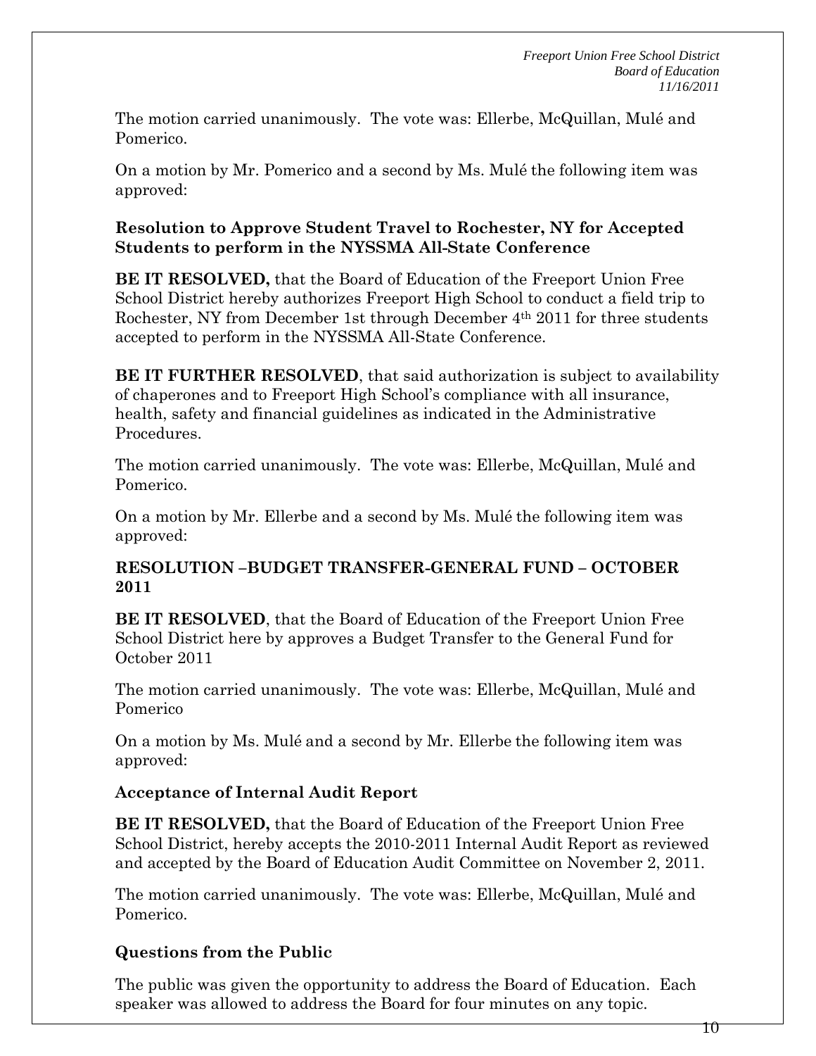The motion carried unanimously. The vote was: Ellerbe, McQuillan, Mulé and Pomerico.

On a motion by Mr. Pomerico and a second by Ms. Mulé the following item was approved:

**Resolution to Approve Student Travel to Rochester, NY for Accepted Students to perform in the NYSSMA All-State Conference**

**BE IT RESOLVED,** that the Board of Education of the Freeport Union Free School District hereby authorizes Freeport High School to conduct a field trip to Rochester, NY from December 1st through December 4th 2011 for three students accepted to perform in the NYSSMA All-State Conference.

**BE IT FURTHER RESOLVED**, that said authorization is subject to availability of chaperones and to Freeport High School's compliance with all insurance, health, safety and financial guidelines as indicated in the Administrative Procedures.

The motion carried unanimously. The vote was: Ellerbe, McQuillan, Mulé and Pomerico.

On a motion by Mr. Ellerbe and a second by Ms. Mulé the following item was approved:

**RESOLUTION –BUDGET TRANSFER-GENERAL FUND – OCTOBER 2011**

**BE IT RESOLVED**, that the Board of Education of the Freeport Union Free School District here by approves a Budget Transfer to the General Fund for October 2011

The motion carried unanimously. The vote was: Ellerbe, McQuillan, Mulé and Pomerico

On a motion by Ms. Mulé and a second by Mr. Ellerbe the following item was approved:

**Acceptance of Internal Audit Report**

**BE IT RESOLVED,** that the Board of Education of the Freeport Union Free School District, hereby accepts the 2010-2011 Internal Audit Report as reviewed and accepted by the Board of Education Audit Committee on November 2, 2011.

The motion carried unanimously. The vote was: Ellerbe, McQuillan, Mulé and Pomerico.

## Questions from the Public

The public was given the opportunity to address the Board of Education. Each speaker was allowed to address the Board for four minutes on any topic.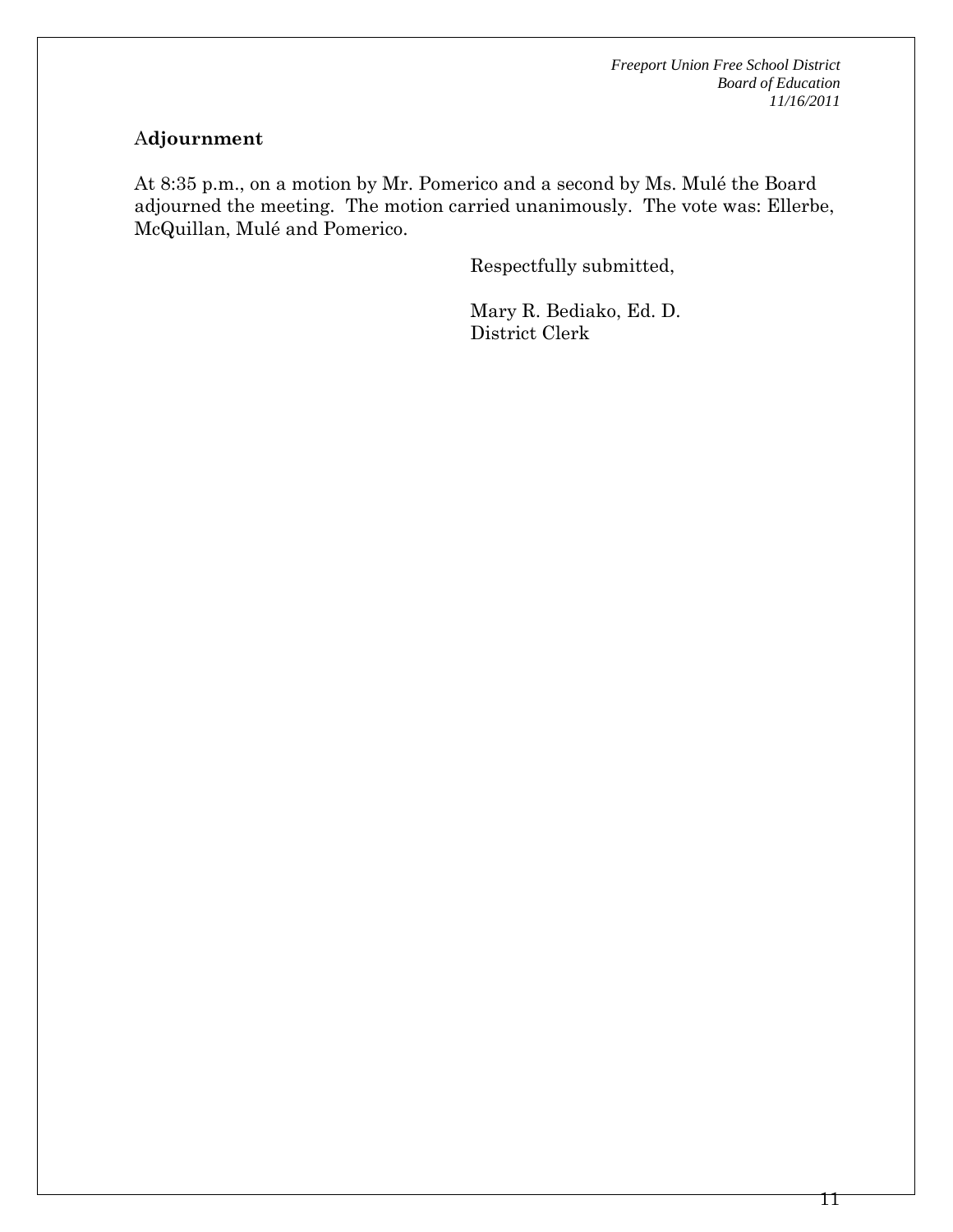## Adjournment

At 8:35 p.m., on a motion by Mr. Pomerico and a second by Ms. Mulé the Board adjourned the meeting. The motion carried unanimously. The vote was: Ellerbe, McQuillan, Mulé and Pomerico.

Respectfully submitted,

Mary R. Bediako, Ed. D.
District Clerk